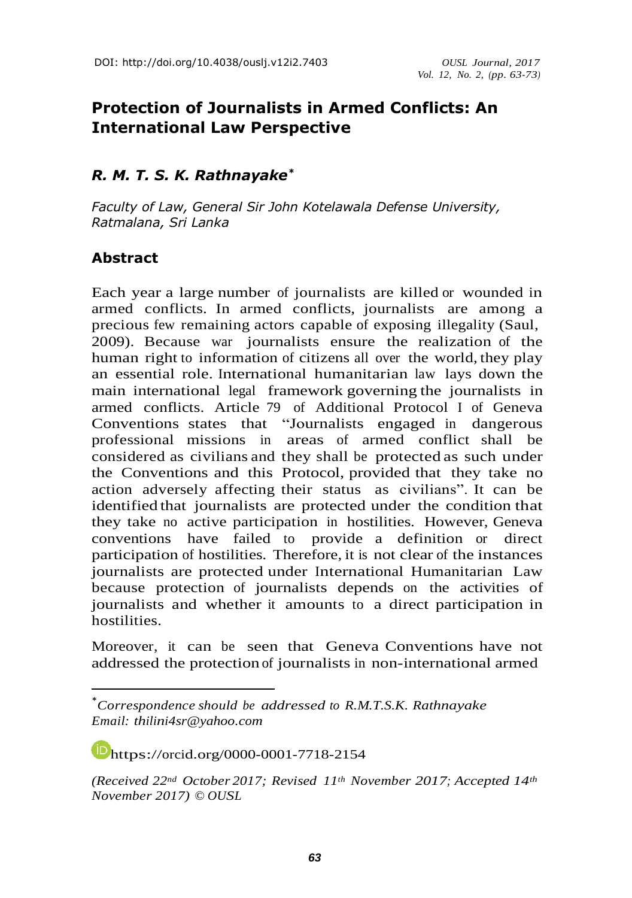DOI: http://doi.org/10.4038/ouslj.v12i2.7403

# Protection of Journalists in Armed Conflicts: An International Law Perspective

## *R. M. T. S. K. Rathnayake*[*]

*Faculty of Law, General Sir John Kotelawala Defense University, Ratmalana, Sri Lanka*

## Abstract

Each year a large number of journalists are killed or wounded in armed conflicts. In armed conflicts, journalists are among a precious few remaining actors capable of exposing illegality (Saul, 2009). Because war journalists ensure the realization of the human right to information of citizens all over the world, they play an essential role. International humanitarian law lays down the main international legal framework governing the journalists in armed conflicts. Article 79 of Additional Protocol I of Geneva Conventions states that "Journalists engaged in dangerous professional missions in areas of armed conflict shall be considered as civilians and they shall be protected as such under the Conventions and this Protocol, provided that they take no action adversely affecting their status as civilians". It can be identified that journalists are protected under the condition that they take no active participation in hostilities. However, Geneva conventions have failed to provide a definition or direct participation of hostilities. Therefore, it is not clear of the instances journalists are protected under International Humanitarian Law because protection of journalists depends on the activities of journalists and whether it amounts to a direct participation in hostilities.

Moreover, it can be seen that Geneva Conventions have not addressed the protection of journalists in non-international armed

---

[*] *Correspondence should be addressed to R.M.T.S.K. Rathnayake*
*Email: thilini4sr@yahoo.com*

https://orcid.org/0000-0001-7718-2154

*(Received 22nd October 2017; Revised 11th November 2017; Accepted 14th November 2017) © OUSL*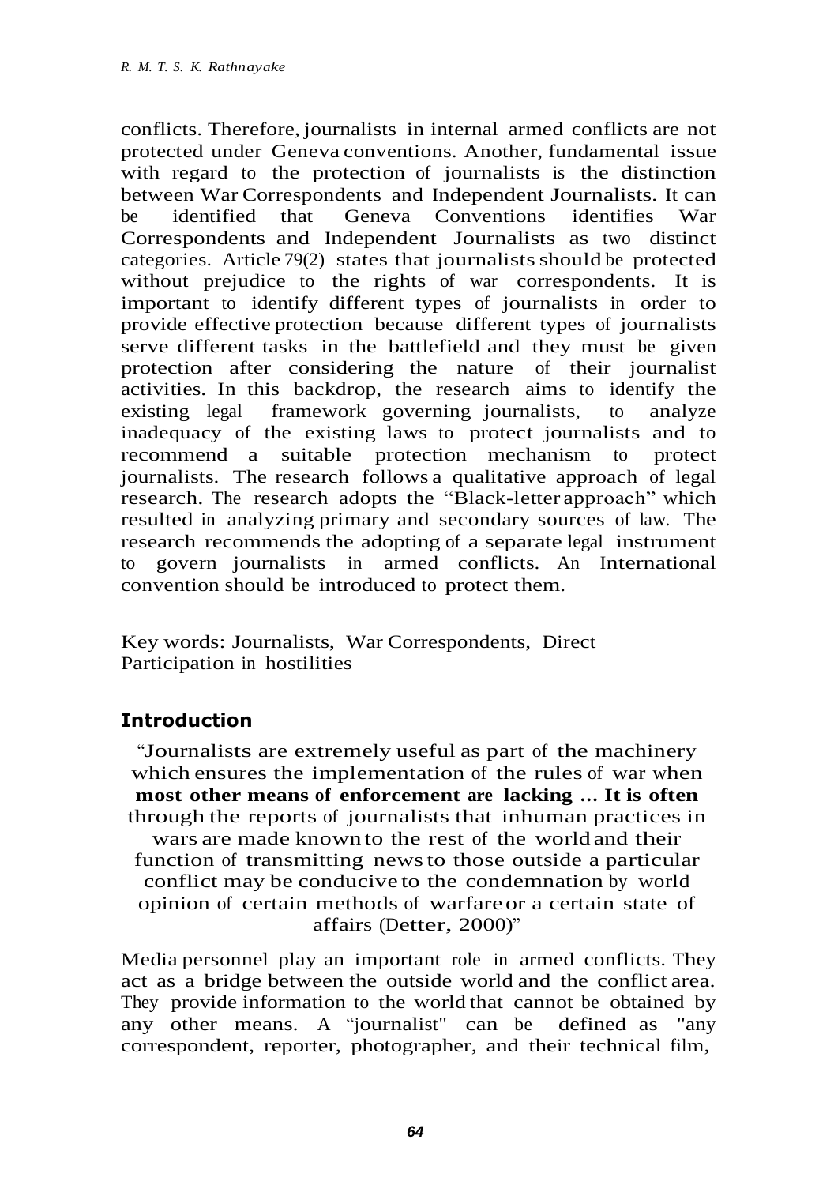conflicts. Therefore, journalists in internal armed conflicts are not protected under Geneva conventions. Another, fundamental issue with regard to the protection of journalists is the distinction between War Correspondents and Independent Journalists. It can be identified that Geneva Conventions identifies War Correspondents and Independent Journalists as two distinct categories. Article 79(2) states that journalists should be protected without prejudice to the rights of war correspondents. It is important to identify different types of journalists in order to provide effective protection because different types of journalists serve different tasks in the battlefield and they must be given protection after considering the nature of their journalist activities. In this backdrop, the research aims to identify the existing legal framework governing journalists, to analyze inadequacy of the existing laws to protect journalists and to recommend a suitable protection mechanism to protect journalists. The research follows a qualitative approach of legal research. The research adopts the "Black-letter approach" which resulted in analyzing primary and secondary sources of law. The research recommends the adopting of a separate legal instrument to govern journalists in armed conflicts. An International convention should be introduced to protect them.

Key words: Journalists, War Correspondents, Direct Participation in hostilities

## Introduction

> "Journalists are extremely useful as part of the machinery which ensures the implementation of the rules of war when **most other means of enforcement are lacking ... It is often** through the reports of journalists that inhuman practices in wars are made known to the rest of the world and their function of transmitting news to those outside a particular conflict may be conducive to the condemnation by world opinion of certain methods of warfare or a certain state of affairs (Detter, 2000)"

Media personnel play an important role in armed conflicts. They act as a bridge between the outside world and the conflict area. They provide information to the world that cannot be obtained by any other means. A "journalist" can be defined as "any correspondent, reporter, photographer, and their technical film,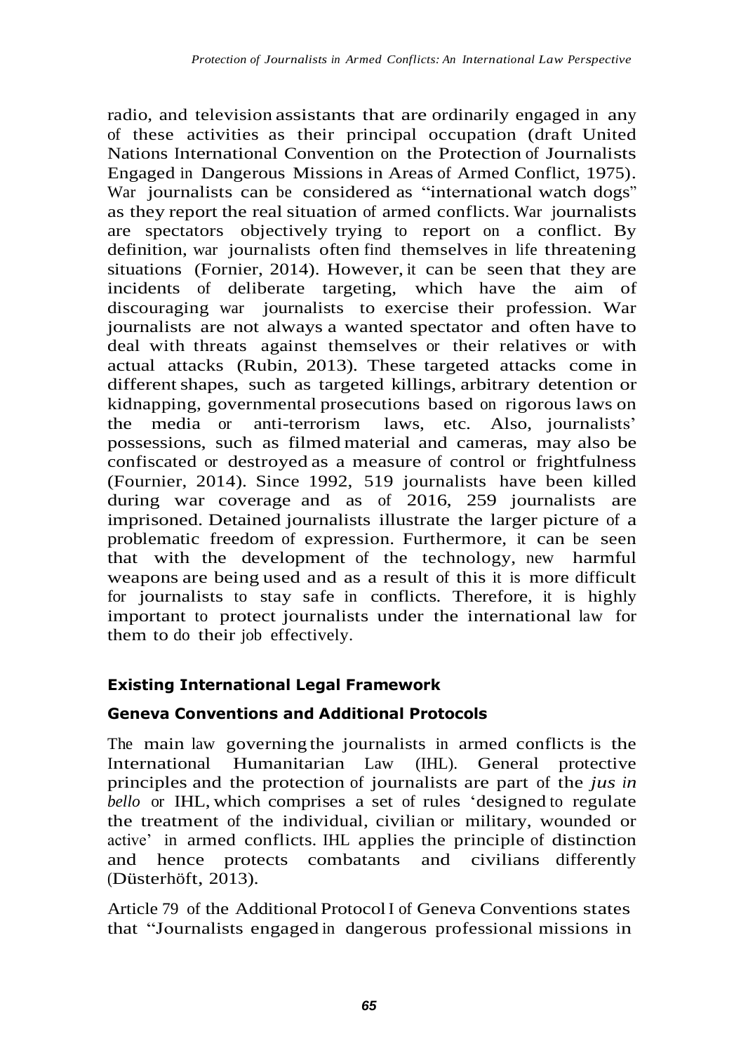radio, and television assistants that are ordinarily engaged in any of these activities as their principal occupation (draft United Nations International Convention on the Protection of Journalists Engaged in Dangerous Missions in Areas of Armed Conflict, 1975). War journalists can be considered as "international watch dogs" as they report the real situation of armed conflicts. War journalists are spectators objectively trying to report on a conflict. By definition, war journalists often find themselves in life threatening situations (Fornier, 2014). However, it can be seen that they are incidents of deliberate targeting, which have the aim of discouraging war journalists to exercise their profession. War journalists are not always a wanted spectator and often have to deal with threats against themselves or their relatives or with actual attacks (Rubin, 2013). These targeted attacks come in different shapes, such as targeted killings, arbitrary detention or kidnapping, governmental prosecutions based on rigorous laws on the media or anti-terrorism laws, etc. Also, journalists' possessions, such as filmed material and cameras, may also be confiscated or destroyed as a measure of control or frightfulness (Fournier, 2014). Since 1992, 519 journalists have been killed during war coverage and as of 2016, 259 journalists are imprisoned. Detained journalists illustrate the larger picture of a problematic freedom of expression. Furthermore, it can be seen that with the development of the technology, new harmful weapons are being used and as a result of this it is more difficult for journalists to stay safe in conflicts. Therefore, it is highly important to protect journalists under the international law for them to do their job effectively.

## Existing International Legal Framework

### Geneva Conventions and Additional Protocols

The main law governing the journalists in armed conflicts is the International Humanitarian Law (IHL). General protective principles and the protection of journalists are part of the *jus in bello* or IHL, which comprises a set of rules 'designed to regulate the treatment of the individual, civilian or military, wounded or active' in armed conflicts. IHL applies the principle of distinction and hence protects combatants and civilians differently (Düsterhöft, 2013).

Article 79 of the Additional Protocol I of Geneva Conventions states that "Journalists engaged in dangerous professional missions in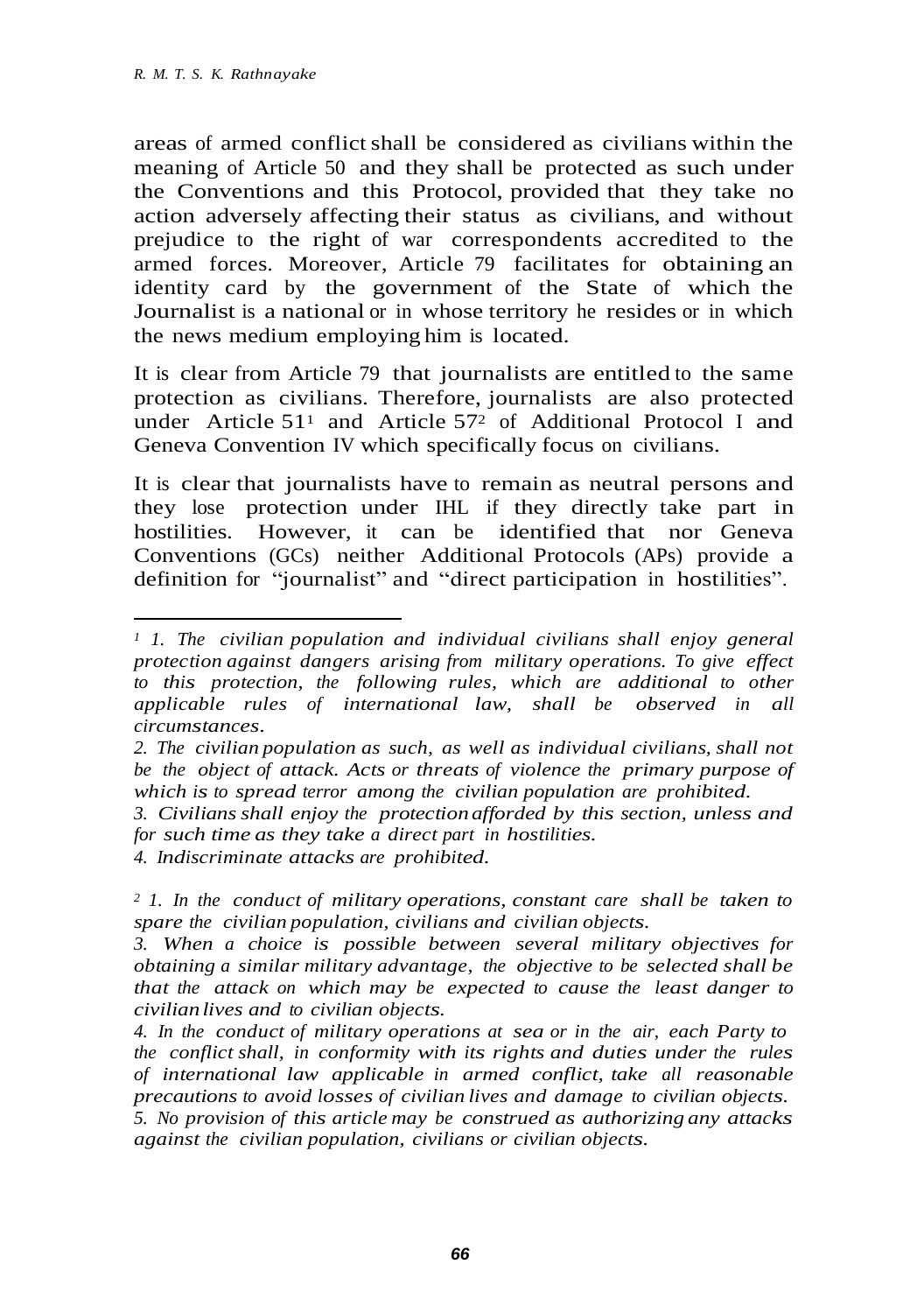areas of armed conflict shall be considered as civilians within the meaning of Article 50 and they shall be protected as such under the Conventions and this Protocol, provided that they take no action adversely affecting their status as civilians, and without prejudice to the right of war correspondents accredited to the armed forces. Moreover, Article 79 facilitates for obtaining an identity card by the government of the State of which the Journalist is a national or in whose territory he resides or in which the news medium employing him is located.

It is clear from Article 79 that journalists are entitled to the same protection as civilians. Therefore, journalists are also protected under Article 51[1] and Article 57[2] of Additional Protocol I and Geneva Convention IV which specifically focus on civilians.

It is clear that journalists have to remain as neutral persons and they lose protection under IHL if they directly take part in hostilities. However, it can be identified that nor Geneva Conventions (GCs) neither Additional Protocols (APs) provide a definition for "journalist" and "direct participation in hostilities".

---

[1] *1. The civilian population and individual civilians shall enjoy general protection against dangers arising from military operations. To give effect to this protection, the following rules, which are additional to other applicable rules of international law, shall be observed in all circumstances.*

*2. The civilian population as such, as well as individual civilians, shall not be the object of attack. Acts or threats of violence the primary purpose of which is to spread terror among the civilian population are prohibited.*

*3. Civilians shall enjoy the protection afforded by this section, unless and for such time as they take a direct part in hostilities.*

*4. Indiscriminate attacks are prohibited.*

[2] *1. In the conduct of military operations, constant care shall be taken to spare the civilian population, civilians and civilian objects.*

*3. When a choice is possible between several military objectives for obtaining a similar military advantage, the objective to be selected shall be that the attack on which may be expected to cause the least danger to civilian lives and to civilian objects.*

*4. In the conduct of military operations at sea or in the air, each Party to the conflict shall, in conformity with its rights and duties under the rules of international law applicable in armed conflict, take all reasonable precautions to avoid losses of civilian lives and damage to civilian objects.*

*5. No provision of this article may be construed as authorizing any attacks against the civilian population, civilians or civilian objects.*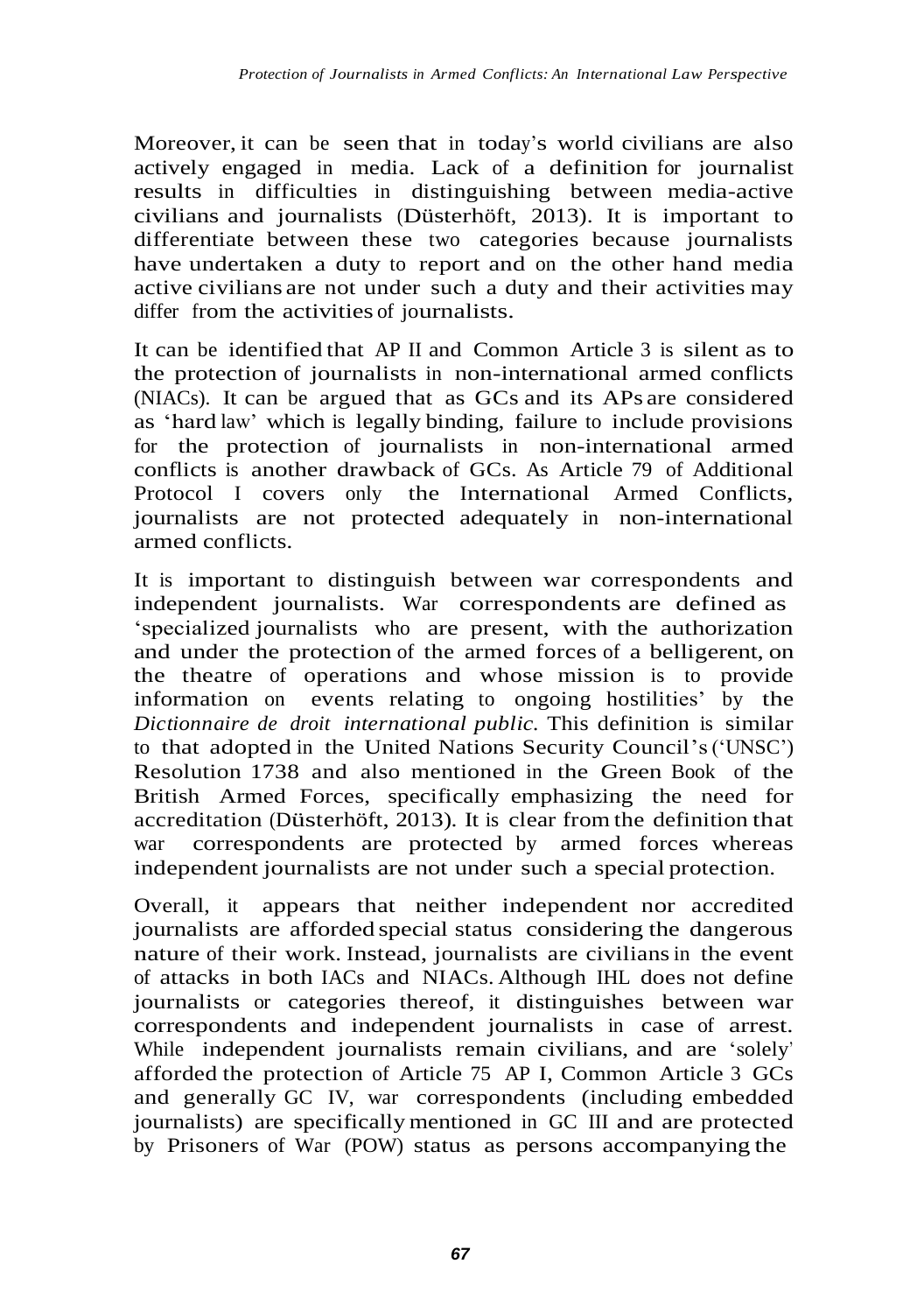Moreover, it can be seen that in today's world civilians are also actively engaged in media. Lack of a definition for journalist results in difficulties in distinguishing between media-active civilians and journalists (Düsterhöft, 2013). It is important to differentiate between these two categories because journalists have undertaken a duty to report and on the other hand media active civilians are not under such a duty and their activities may differ from the activities of journalists.

It can be identified that AP II and Common Article 3 is silent as to the protection of journalists in non-international armed conflicts (NIACs). It can be argued that as GCs and its APs are considered as 'hard law' which is legally binding, failure to include provisions for the protection of journalists in non-international armed conflicts is another drawback of GCs. As Article 79 of Additional Protocol I covers only the International Armed Conflicts, journalists are not protected adequately in non-international armed conflicts.

It is important to distinguish between war correspondents and independent journalists. War correspondents are defined as 'specialized journalists who are present, with the authorization and under the protection of the armed forces of a belligerent, on the theatre of operations and whose mission is to provide information on events relating to ongoing hostilities' by the *Dictionnaire de droit international public.* This definition is similar to that adopted in the United Nations Security Council's ('UNSC') Resolution 1738 and also mentioned in the Green Book of the British Armed Forces, specifically emphasizing the need for accreditation (Düsterhöft, 2013). It is clear from the definition that war correspondents are protected by armed forces whereas independent journalists are not under such a special protection.

Overall, it appears that neither independent nor accredited journalists are afforded special status considering the dangerous nature of their work. Instead, journalists are civilians in the event of attacks in both IACs and NIACs. Although IHL does not define journalists or categories thereof, it distinguishes between war correspondents and independent journalists in case of arrest. While independent journalists remain civilians, and are 'solely' afforded the protection of Article 75 AP I, Common Article 3 GCs and generally GC IV, war correspondents (including embedded journalists) are specifically mentioned in GC III and are protected by Prisoners of War (POW) status as persons accompanying the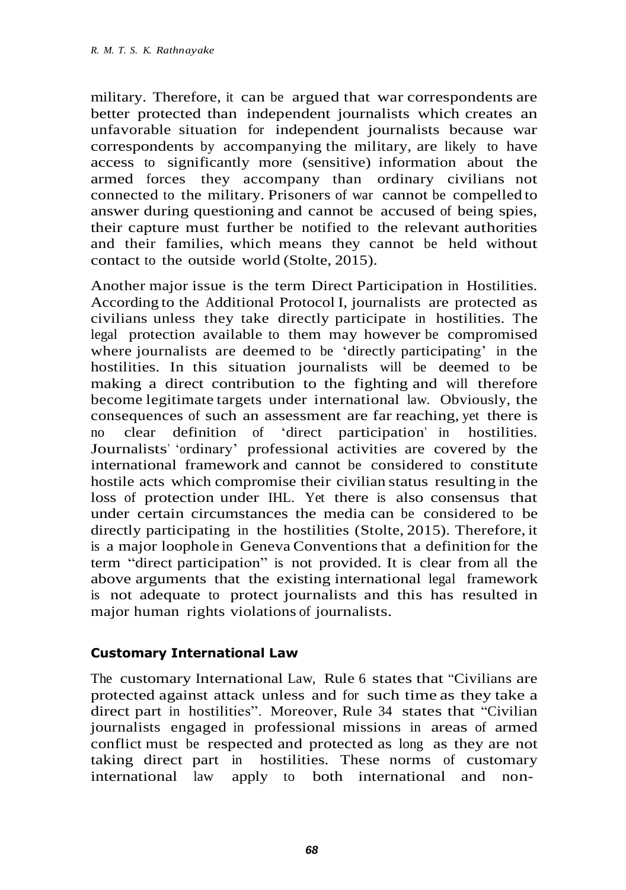military. Therefore, it can be argued that war correspondents are better protected than independent journalists which creates an unfavorable situation for independent journalists because war correspondents by accompanying the military, are likely to have access to significantly more (sensitive) information about the armed forces they accompany than ordinary civilians not connected to the military. Prisoners of war cannot be compelled to answer during questioning and cannot be accused of being spies, their capture must further be notified to the relevant authorities and their families, which means they cannot be held without contact to the outside world (Stolte, 2015).

Another major issue is the term Direct Participation in Hostilities. According to the Additional Protocol I, journalists are protected as civilians unless they take directly participate in hostilities. The legal protection available to them may however be compromised where journalists are deemed to be 'directly participating' in the hostilities. In this situation journalists will be deemed to be making a direct contribution to the fighting and will therefore become legitimate targets under international law. Obviously, the consequences of such an assessment are far reaching, yet there is no clear definition of 'direct participation' in hostilities. Journalists' 'ordinary' professional activities are covered by the international framework and cannot be considered to constitute hostile acts which compromise their civilian status resulting in the loss of protection under IHL. Yet there is also consensus that under certain circumstances the media can be considered to be directly participating in the hostilities (Stolte, 2015). Therefore, it is a major loophole in Geneva Conventions that a definition for the term "direct participation" is not provided. It is clear from all the above arguments that the existing international legal framework is not adequate to protect journalists and this has resulted in major human rights violations of journalists.

## Customary International Law

The customary International Law, Rule 6 states that "Civilians are protected against attack unless and for such time as they take a direct part in hostilities". Moreover, Rule 34 states that "Civilian journalists engaged in professional missions in areas of armed conflict must be respected and protected as long as they are not taking direct part in hostilities. These norms of customary international law apply to both international and non-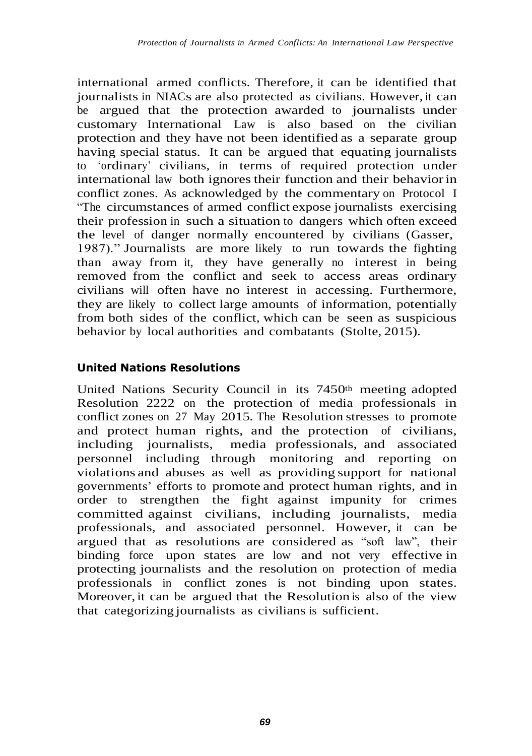international armed conflicts. Therefore, it can be identified that journalists in NIACs are also protected as civilians. However, it can be argued that the protection awarded to journalists under customary International Law is also based on the civilian protection and they have not been identified as a separate group having special status. It can be argued that equating journalists to 'ordinary' civilians, in terms of required protection under international law both ignores their function and their behavior in conflict zones. As acknowledged by the commentary on Protocol I "The circumstances of armed conflict expose journalists exercising their profession in such a situation to dangers which often exceed the level of danger normally encountered by civilians (Gasser, 1987)." Journalists are more likely to run towards the fighting than away from it, they have generally no interest in being removed from the conflict and seek to access areas ordinary civilians will often have no interest in accessing. Furthermore, they are likely to collect large amounts of information, potentially from both sides of the conflict, which can be seen as suspicious behavior by local authorities and combatants (Stolte, 2015).

## United Nations Resolutions

United Nations Security Council in its 7450th meeting adopted Resolution 2222 on the protection of media professionals in conflict zones on 27 May 2015. The Resolution stresses to promote and protect human rights, and the protection of civilians, including journalists, media professionals, and associated personnel including through monitoring and reporting on violations and abuses as well as providing support for national governments' efforts to promote and protect human rights, and in order to strengthen the fight against impunity for crimes committed against civilians, including journalists, media professionals, and associated personnel. However, it can be argued that as resolutions are considered as "soft law", their binding force upon states are low and not very effective in protecting journalists and the resolution on protection of media professionals in conflict zones is not binding upon states. Moreover, it can be argued that the Resolution is also of the view that categorizing journalists as civilians is sufficient.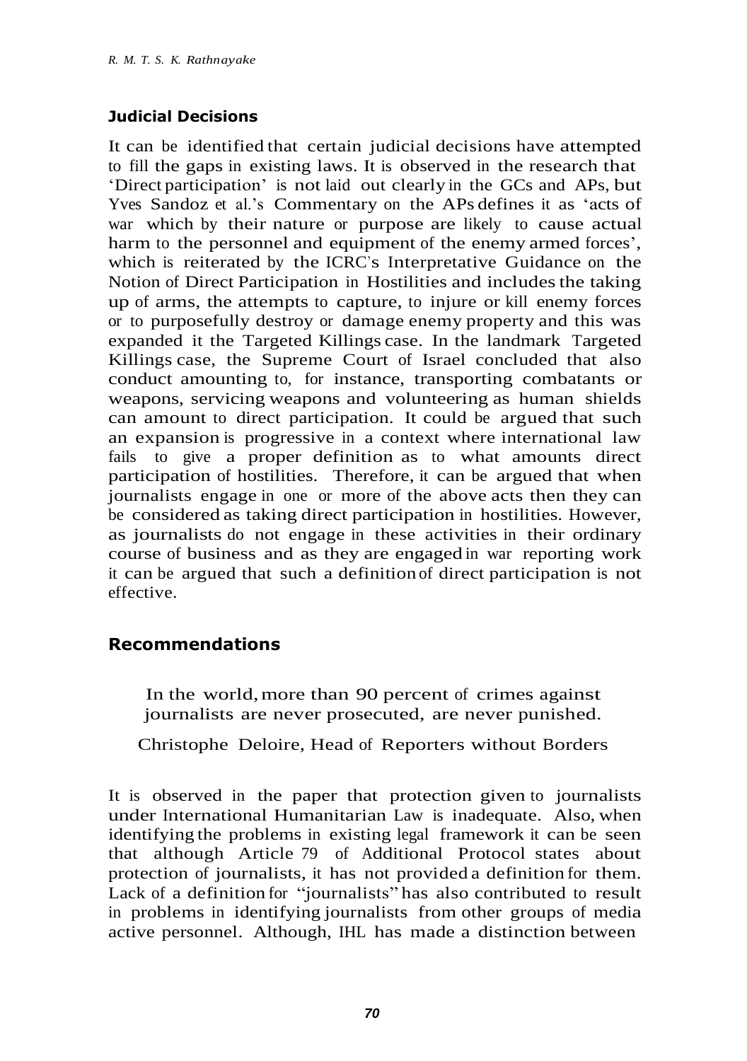### Judicial Decisions

It can be identified that certain judicial decisions have attempted to fill the gaps in existing laws. It is observed in the research that 'Direct participation' is not laid out clearly in the GCs and APs, but Yves Sandoz et al.'s Commentary on the APs defines it as 'acts of war which by their nature or purpose are likely to cause actual harm to the personnel and equipment of the enemy armed forces', which is reiterated by the ICRC's Interpretative Guidance on the Notion of Direct Participation in Hostilities and includes the taking up of arms, the attempts to capture, to injure or kill enemy forces or to purposefully destroy or damage enemy property and this was expanded it the Targeted Killings case. In the landmark Targeted Killings case, the Supreme Court of Israel concluded that also conduct amounting to, for instance, transporting combatants or weapons, servicing weapons and volunteering as human shields can amount to direct participation. It could be argued that such an expansion is progressive in a context where international law fails to give a proper definition as to what amounts direct participation of hostilities. Therefore, it can be argued that when journalists engage in one or more of the above acts then they can be considered as taking direct participation in hostilities. However, as journalists do not engage in these activities in their ordinary course of business and as they are engaged in war reporting work it can be argued that such a definition of direct participation is not effective.

## Recommendations

> In the world, more than 90 percent of crimes against journalists are never prosecuted, are never punished.
>
> Christophe Deloire, Head of Reporters without Borders

It is observed in the paper that protection given to journalists under International Humanitarian Law is inadequate. Also, when identifying the problems in existing legal framework it can be seen that although Article 79 of Additional Protocol states about protection of journalists, it has not provided a definition for them. Lack of a definition for "journalists" has also contributed to result in problems in identifying journalists from other groups of media active personnel. Although, IHL has made a distinction between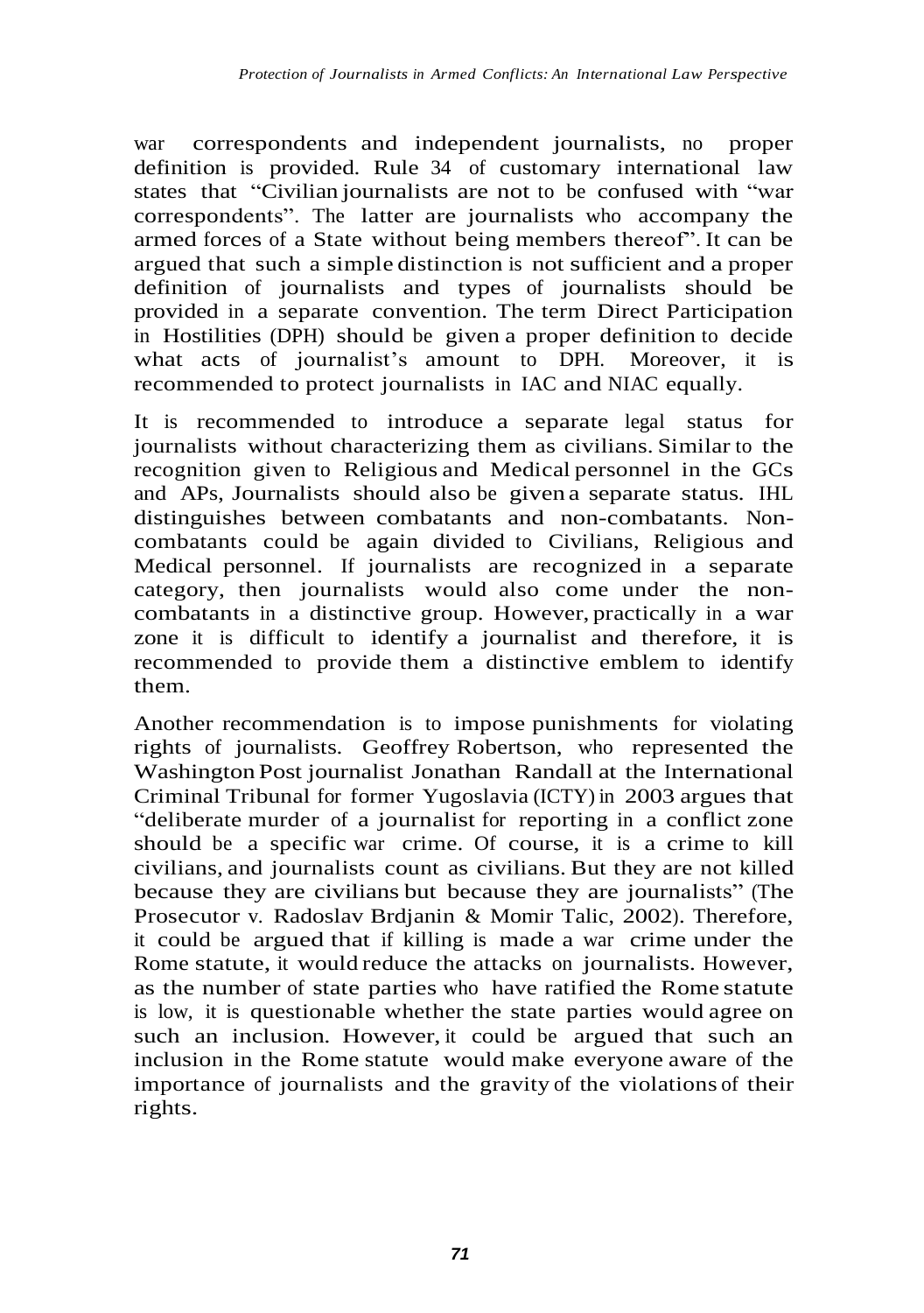war correspondents and independent journalists, no proper definition is provided. Rule 34 of customary international law states that "Civilian journalists are not to be confused with "war correspondents". The latter are journalists who accompany the armed forces of a State without being members thereof". It can be argued that such a simple distinction is not sufficient and a proper definition of journalists and types of journalists should be provided in a separate convention. The term Direct Participation in Hostilities (DPH) should be given a proper definition to decide what acts of journalist's amount to DPH. Moreover, it is recommended to protect journalists in IAC and NIAC equally.

It is recommended to introduce a separate legal status for journalists without characterizing them as civilians. Similar to the recognition given to Religious and Medical personnel in the GCs and APs, Journalists should also be given a separate status. IHL distinguishes between combatants and non-combatants. Non-combatants could be again divided to Civilians, Religious and Medical personnel. If journalists are recognized in a separate category, then journalists would also come under the non-combatants in a distinctive group. However, practically in a war zone it is difficult to identify a journalist and therefore, it is recommended to provide them a distinctive emblem to identify them.

Another recommendation is to impose punishments for violating rights of journalists. Geoffrey Robertson, who represented the Washington Post journalist Jonathan Randall at the International Criminal Tribunal for former Yugoslavia (ICTY) in 2003 argues that "deliberate murder of a journalist for reporting in a conflict zone should be a specific war crime. Of course, it is a crime to kill civilians, and journalists count as civilians. But they are not killed because they are civilians but because they are journalists" (The Prosecutor v. Radoslav Brdjanin & Momir Talic, 2002). Therefore, it could be argued that if killing is made a war crime under the Rome statute, it would reduce the attacks on journalists. However, as the number of state parties who have ratified the Rome statute is low, it is questionable whether the state parties would agree on such an inclusion. However, it could be argued that such an inclusion in the Rome statute would make everyone aware of the importance of journalists and the gravity of the violations of their rights.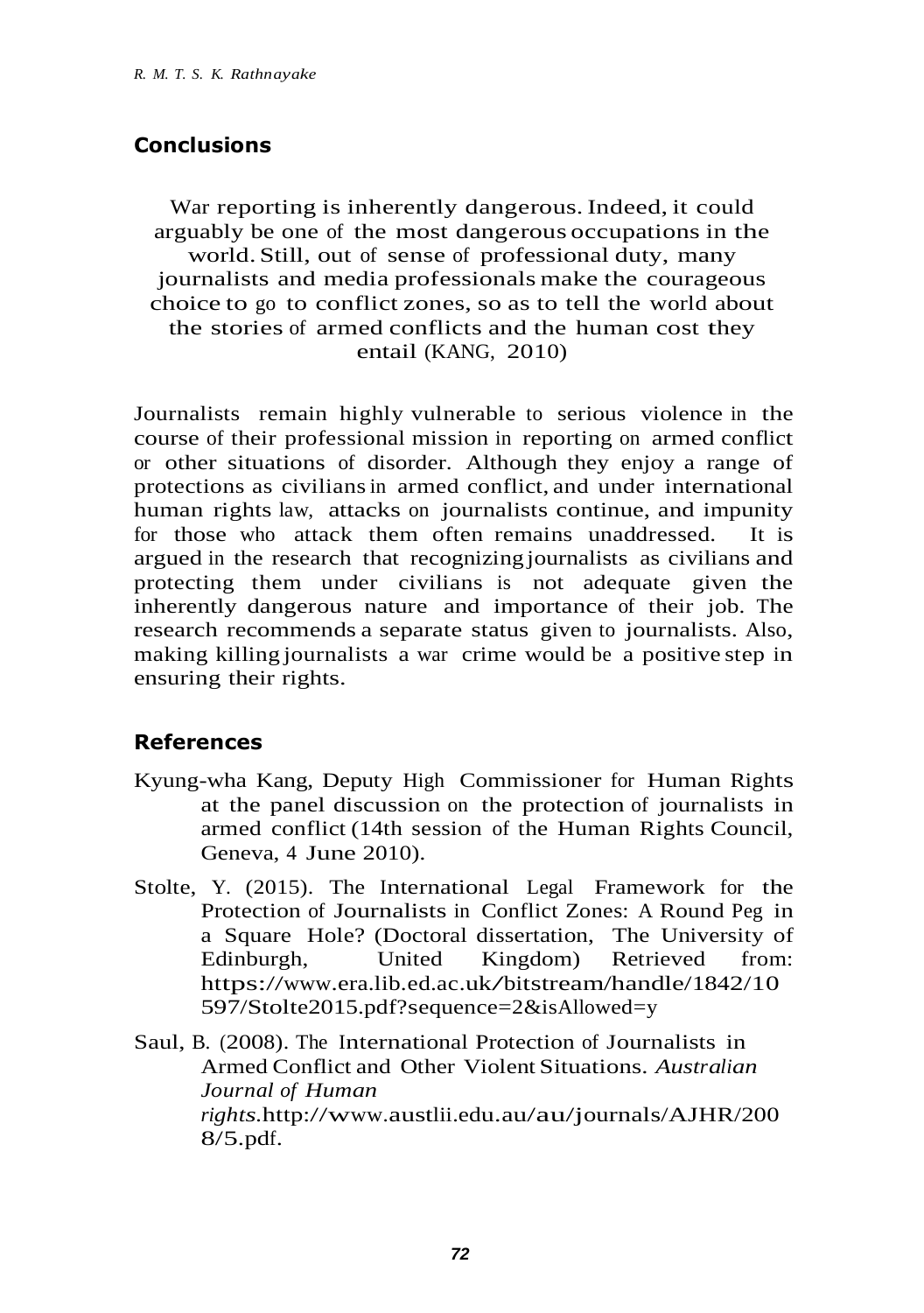## Conclusions

> War reporting is inherently dangerous. Indeed, it could arguably be one of the most dangerous occupations in the world. Still, out of sense of professional duty, many journalists and media professionals make the courageous choice to go to conflict zones, so as to tell the world about the stories of armed conflicts and the human cost they entail (KANG, 2010)

Journalists remain highly vulnerable to serious violence in the course of their professional mission in reporting on armed conflict or other situations of disorder. Although they enjoy a range of protections as civilians in armed conflict, and under international human rights law, attacks on journalists continue, and impunity for those who attack them often remains unaddressed. It is argued in the research that recognizing journalists as civilians and protecting them under civilians is not adequate given the inherently dangerous nature and importance of their job. The research recommends a separate status given to journalists. Also, making killing journalists a war crime would be a positive step in ensuring their rights.

## References

Kyung-wha Kang, Deputy High Commissioner for Human Rights at the panel discussion on the protection of journalists in armed conflict (14th session of the Human Rights Council, Geneva, 4 June 2010).

Stolte, Y. (2015). The International Legal Framework for the Protection of Journalists in Conflict Zones: A Round Peg in a Square Hole? (Doctoral dissertation, The University of Edinburgh, United Kingdom) Retrieved from: https://www.era.lib.ed.ac.uk/bitstream/handle/1842/10597/Stolte2015.pdf?sequence=2&isAllowed=y

Saul, B. (2008). The International Protection of Journalists in Armed Conflict and Other Violent Situations. *Australian Journal of Human rights*.http://www.austlii.edu.au/au/journals/AJHR/2008/5.pdf.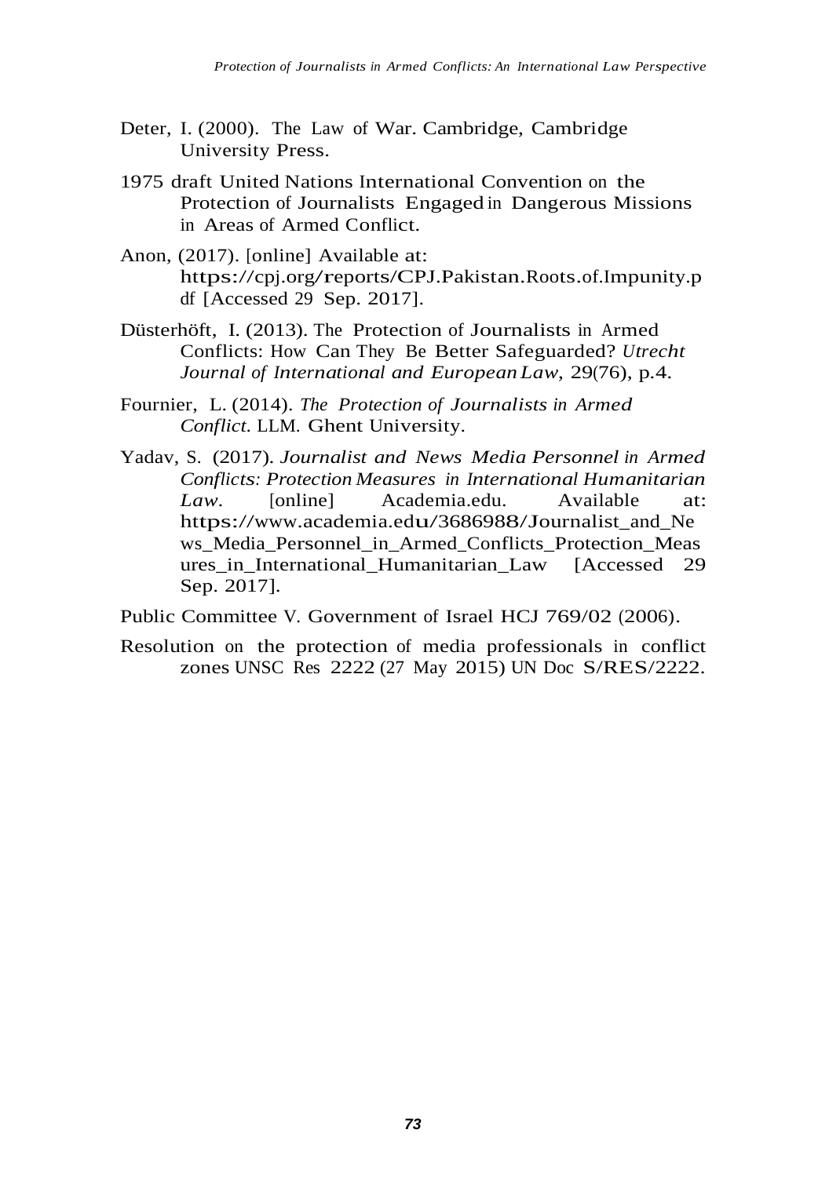Deter, I. (2000). The Law of War. Cambridge, Cambridge University Press.

1975 draft United Nations International Convention on the Protection of Journalists Engaged in Dangerous Missions in Areas of Armed Conflict.

Anon, (2017). [online] Available at: https://cpj.org/reports/CPJ.Pakistan.Roots.of.Impunity.pdf [Accessed 29 Sep. 2017].

Düsterhöft, I. (2013). The Protection of Journalists in Armed Conflicts: How Can They Be Better Safeguarded? *Utrecht Journal of International and European Law*, 29(76), p.4.

Fournier, L. (2014). *The Protection of Journalists in Armed Conflict*. LLM. Ghent University.

Yadav, S. (2017). *Journalist and News Media Personnel in Armed Conflicts: Protection Measures in International Humanitarian Law*. [online] Academia.edu. Available at: https://www.academia.edu/3686988/Journalist_and_News_Media_Personnel_in_Armed_Conflicts_Protection_Measures_in_International_Humanitarian_Law [Accessed 29 Sep. 2017].

Public Committee V. Government of Israel HCJ 769/02 (2006).

Resolution on the protection of media professionals in conflict zones UNSC Res 2222 (27 May 2015) UN Doc S/RES/2222.